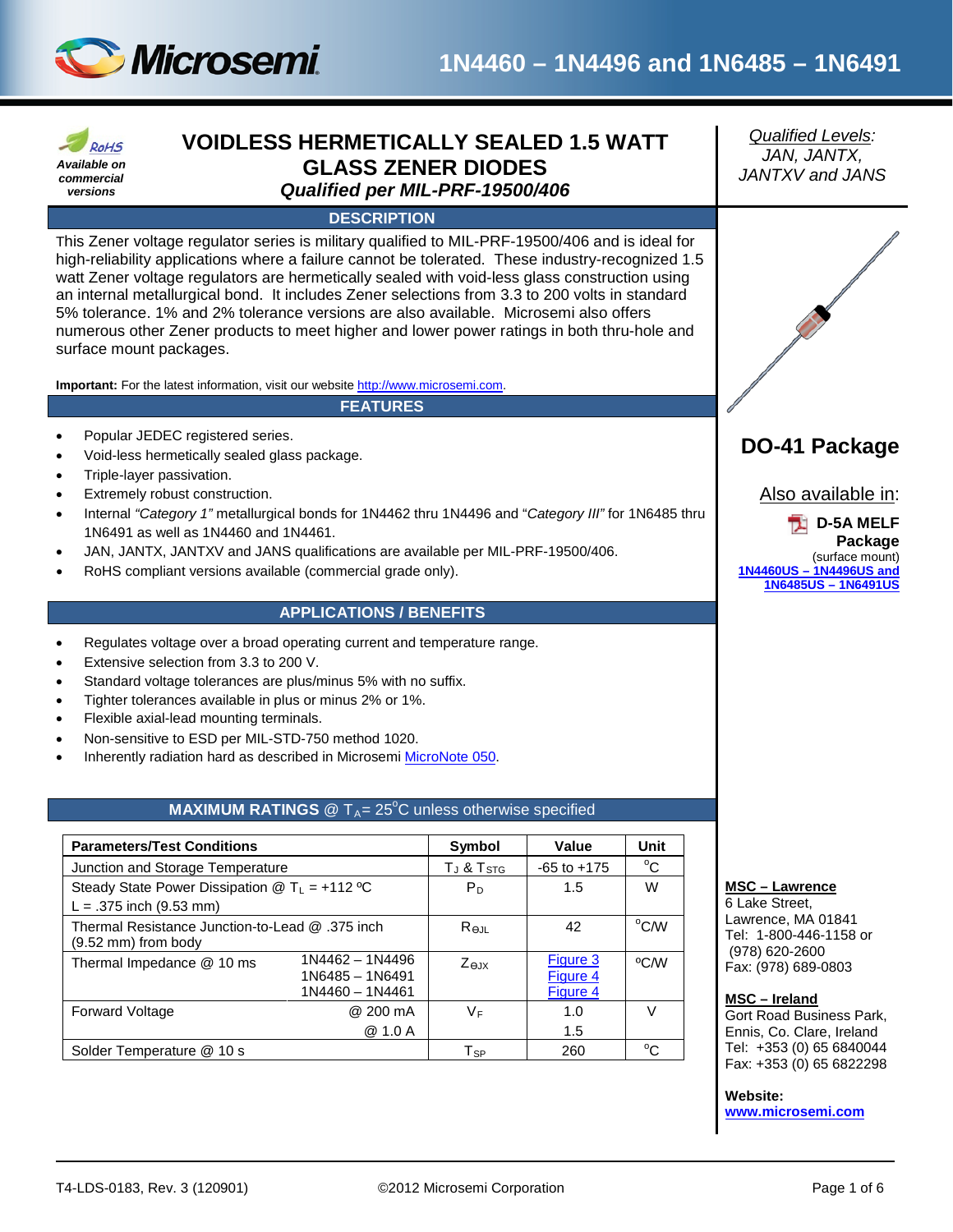# 1N4460 – 1N4496 and 1N6485 – 1N6491

RoHS
*Available on commercial versions*

## VOIDLESS HERMETICALLY SEALED 1.5 WATT GLASS ZENER DIODES

### *Qualified per MIL-PRF-19500/406*

*Qualified Levels:*
*JAN, JANTX, JANTXV and JANS*

### DESCRIPTION

This Zener voltage regulator series is military qualified to MIL-PRF-19500/406 and is ideal for high-reliability applications where a failure cannot be tolerated. These industry-recognized 1.5 watt Zener voltage regulators are hermetically sealed with void-less glass construction using an internal metallurgical bond. It includes Zener selections from 3.3 to 200 volts in standard 5% tolerance. 1% and 2% tolerance versions are also available. Microsemi also offers numerous other Zener products to meet higher and lower power ratings in both thru-hole and surface mount packages.

**Important:** For the latest information, visit our website http://www.microsemi.com.

**DO-41 Package**

Also available in:

**D-5A MELF Package**
(surface mount)
**1N4460US – 1N4496US and 1N6485US – 1N6491US**

### FEATURES

- Popular JEDEC registered series.
- Void-less hermetically sealed glass package.
- Triple-layer passivation.
- Extremely robust construction.
- Internal *"Category 1"* metallurgical bonds for 1N4462 thru 1N4496 and "*Category III"* for 1N6485 thru 1N6491 as well as 1N4460 and 1N4461.
- JAN, JANTX, JANTXV and JANS qualifications are available per MIL-PRF-19500/406.
- RoHS compliant versions available (commercial grade only).

### APPLICATIONS / BENEFITS

- Regulates voltage over a broad operating current and temperature range.
- Extensive selection from 3.3 to 200 V.
- Standard voltage tolerances are plus/minus 5% with no suffix.
- Tighter tolerances available in plus or minus 2% or 1%.
- Flexible axial-lead mounting terminals.
- Non-sensitive to ESD per MIL-STD-750 method 1020.
- Inherently radiation hard as described in Microsemi MicroNote 050.

### MAXIMUM RATINGS @ $T_A$ = 25°C unless otherwise specified

| Parameters/Test Conditions | | Symbol | Value | Unit |
|---|---|---|---|---|
| Junction and Storage Temperature | | $T_J$ & $T_{STG}$ | -65 to +175 | °C |
| Steady State Power Dissipation @ $T_L$ = +112 ºC L = .375 inch (9.53 mm) | | $P_D$ | 1.5 | W |
| Thermal Resistance Junction-to-Lead @ .375 inch (9.52 mm) from body | | $R_{\Theta JL}$ | 42 | °C/W |
| Thermal Impedance @ 10 ms | 1N4462 – 1N4496<br>1N6485 – 1N6491<br>1N4460 – 1N4461 | $Z_{\Theta JX}$ | Figure 3<br>Figure 4<br>Figure 4 | ºC/W |
| Forward Voltage | @ 200 mA<br>@ 1.0 A | $V_F$ | 1.0<br>1.5 | V |
| Solder Temperature @ 10 s | | $T_{SP}$ | 260 | °C |

**MSC – Lawrence**
6 Lake Street,
Lawrence, MA 01841
Tel: 1-800-446-1158 or (978) 620-2600
Fax: (978) 689-0803

**MSC – Ireland**
Gort Road Business Park,
Ennis, Co. Clare, Ireland
Tel: +353 (0) 65 6840044
Fax: +353 (0) 65 6822298

**Website:**
**www.microsemi.com**

T4-LDS-0183, Rev. 3 (120901) ©2012 Microsemi Corporation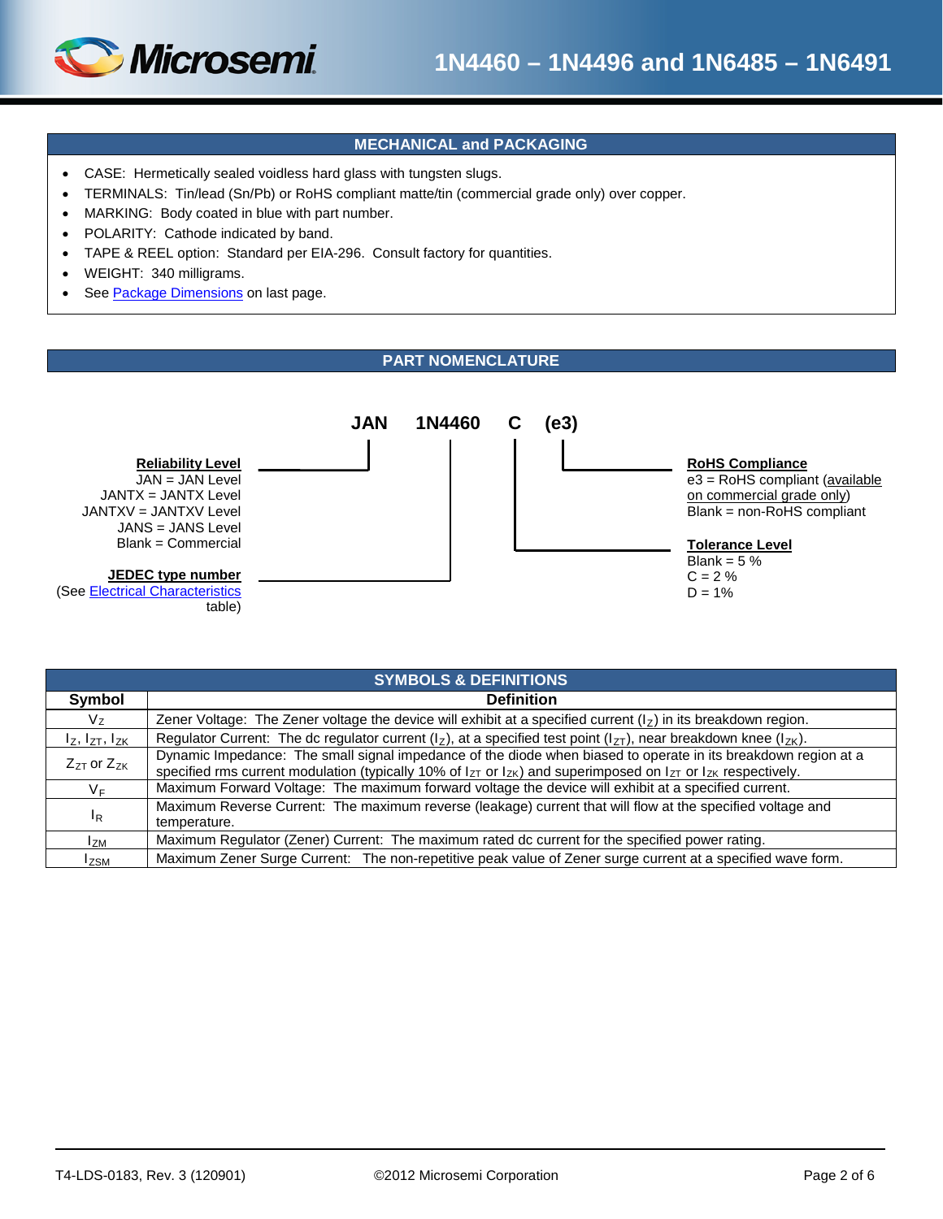## MECHANICAL and PACKAGING

- CASE: Hermetically sealed voidless hard glass with tungsten slugs.
- TERMINALS: Tin/lead (Sn/Pb) or RoHS compliant matte/tin (commercial grade only) over copper.
- MARKING: Body coated in blue with part number.
- POLARITY: Cathode indicated by band.
- TAPE & REEL option: Standard per EIA-296. Consult factory for quantities.
- WEIGHT: 340 milligrams.
- See Package Dimensions on last page.

## PART NOMENCLATURE

**JAN 1N4460 C (e3)**

**Reliability Level** (JAN)
- JAN = JAN Level
- JANTX = JANTX Level
- JANTXV = JANTXV Level
- JANS = JANS Level
- Blank = Commercial

**JEDEC type number** (1N4460)
(See Electrical Characteristics table)

**Tolerance Level** (C)
- Blank = 5 %
- C = 2 %
- D = 1%

**RoHS Compliance** (e3)
- e3 = RoHS compliant (available on commercial grade only)
- Blank = non-RoHS compliant

## SYMBOLS & DEFINITIONS

| Symbol | Definition |
|---|---|
| $V_Z$ | Zener Voltage: The Zener voltage the device will exhibit at a specified current ($I_Z$) in its breakdown region. |
| $I_Z$, $I_{ZT}$, $I_{ZK}$ | Regulator Current: The dc regulator current ($I_Z$), at a specified test point ($I_{ZT}$), near breakdown knee ($I_{ZK}$). |
| $Z_{ZT}$ or $Z_{ZK}$ | Dynamic Impedance: The small signal impedance of the diode when biased to operate in its breakdown region at a specified rms current modulation (typically 10% of $I_{ZT}$ or $I_{ZK}$) and superimposed on $I_{ZT}$ or $I_{ZK}$ respectively. |
| $V_F$ | Maximum Forward Voltage: The maximum forward voltage the device will exhibit at a specified current. |
| $I_R$ | Maximum Reverse Current: The maximum reverse (leakage) current that will flow at the specified voltage and temperature. |
| $I_{ZM}$ | Maximum Regulator (Zener) Current: The maximum rated dc current for the specified power rating. |
| $I_{ZSM}$ | Maximum Zener Surge Current: The non-repetitive peak value of Zener surge current at a specified wave form. |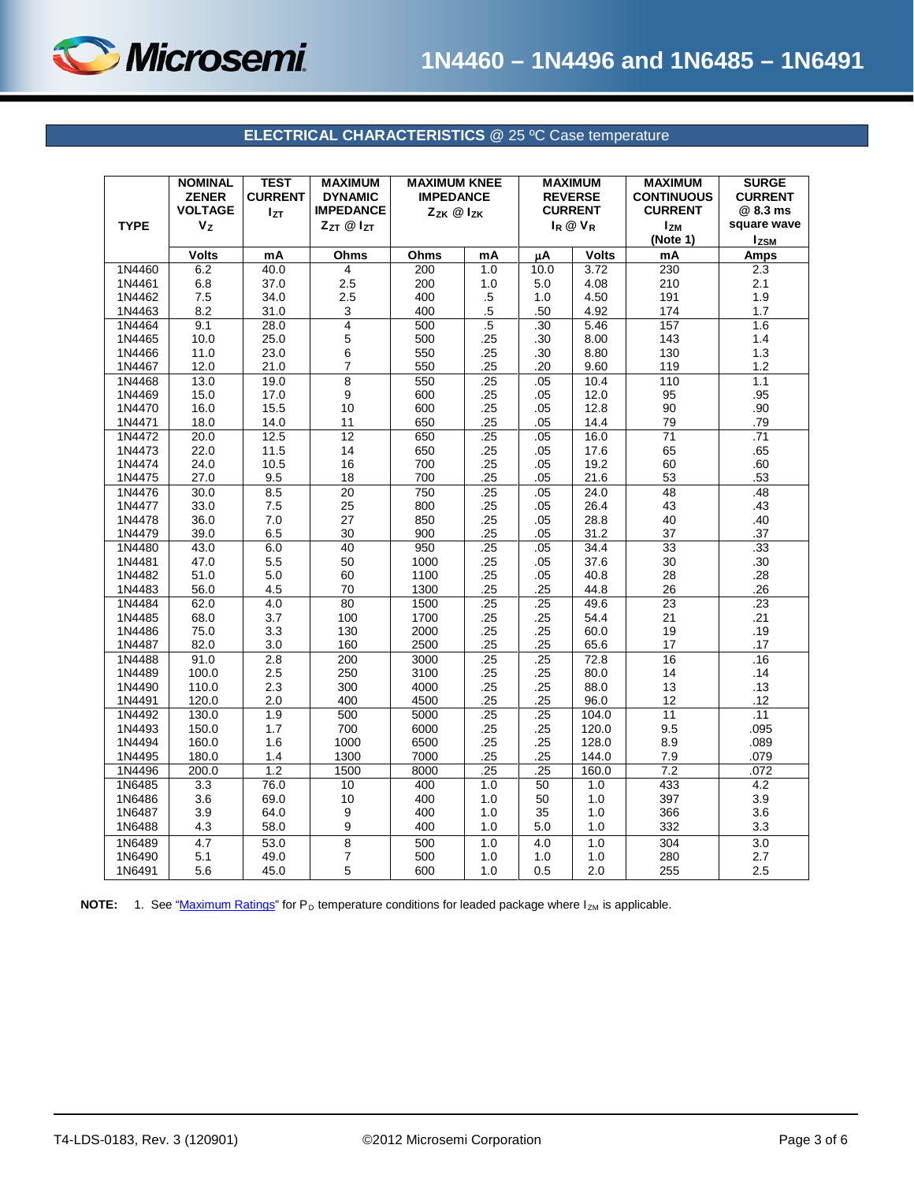## ELECTRICAL CHARACTERISTICS @ 25 ºC Case temperature

| TYPE | NOMINAL ZENER VOLTAGE $V_Z$ | TEST CURRENT $I_{ZT}$ | MAXIMUM DYNAMIC IMPEDANCE $Z_{ZT}$ @ $I_{ZT}$ | MAXIMUM KNEE IMPEDANCE $Z_{ZK}$ @ $I_{ZK}$ | | MAXIMUM REVERSE CURRENT $I_R$ @ $V_R$ | | MAXIMUM CONTINUOUS CURRENT $I_{ZM}$ (Note 1) | SURGE CURRENT @ 8.3 ms square wave $I_{ZSM}$ |
|---|---|---|---|---|---|---|---|---|---|
| | Volts | mA | Ohms | Ohms | mA | µA | Volts | mA | Amps |
| 1N4460 | 6.2 | 40.0 | 4 | 200 | 1.0 | 10.0 | 3.72 | 230 | 2.3 |
| 1N4461 | 6.8 | 37.0 | 2.5 | 200 | 1.0 | 5.0 | 4.08 | 210 | 2.1 |
| 1N4462 | 7.5 | 34.0 | 2.5 | 400 | .5 | 1.0 | 4.50 | 191 | 1.9 |
| 1N4463 | 8.2 | 31.0 | 3 | 400 | .5 | .50 | 4.92 | 174 | 1.7 |
| 1N4464 | 9.1 | 28.0 | 4 | 500 | .5 | .30 | 5.46 | 157 | 1.6 |
| 1N4465 | 10.0 | 25.0 | 5 | 500 | .25 | .30 | 8.00 | 143 | 1.4 |
| 1N4466 | 11.0 | 23.0 | 6 | 550 | .25 | .30 | 8.80 | 130 | 1.3 |
| 1N4467 | 12.0 | 21.0 | 7 | 550 | .25 | .20 | 9.60 | 119 | 1.2 |
| 1N4468 | 13.0 | 19.0 | 8 | 550 | .25 | .05 | 10.4 | 110 | 1.1 |
| 1N4469 | 15.0 | 17.0 | 9 | 600 | .25 | .05 | 12.0 | 95 | .95 |
| 1N4470 | 16.0 | 15.5 | 10 | 600 | .25 | .05 | 12.8 | 90 | .90 |
| 1N4471 | 18.0 | 14.0 | 11 | 650 | .25 | .05 | 14.4 | 79 | .79 |
| 1N4472 | 20.0 | 12.5 | 12 | 650 | .25 | .05 | 16.0 | 71 | .71 |
| 1N4473 | 22.0 | 11.5 | 14 | 650 | .25 | .05 | 17.6 | 65 | .65 |
| 1N4474 | 24.0 | 10.5 | 16 | 700 | .25 | .05 | 19.2 | 60 | .60 |
| 1N4475 | 27.0 | 9.5 | 18 | 700 | .25 | .05 | 21.6 | 53 | .53 |
| 1N4476 | 30.0 | 8.5 | 20 | 750 | .25 | .05 | 24.0 | 48 | .48 |
| 1N4477 | 33.0 | 7.5 | 25 | 800 | .25 | .05 | 26.4 | 43 | .43 |
| 1N4478 | 36.0 | 7.0 | 27 | 850 | .25 | .05 | 28.8 | 40 | .40 |
| 1N4479 | 39.0 | 6.5 | 30 | 900 | .25 | .05 | 31.2 | 37 | .37 |
| 1N4480 | 43.0 | 6.0 | 40 | 950 | .25 | .05 | 34.4 | 33 | .33 |
| 1N4481 | 47.0 | 5.5 | 50 | 1000 | .25 | .05 | 37.6 | 30 | .30 |
| 1N4482 | 51.0 | 5.0 | 60 | 1100 | .25 | .05 | 40.8 | 28 | .28 |
| 1N4483 | 56.0 | 4.5 | 70 | 1300 | .25 | .25 | 44.8 | 26 | .26 |
| 1N4484 | 62.0 | 4.0 | 80 | 1500 | .25 | .25 | 49.6 | 23 | .23 |
| 1N4485 | 68.0 | 3.7 | 100 | 1700 | .25 | .25 | 54.4 | 21 | .21 |
| 1N4486 | 75.0 | 3.3 | 130 | 2000 | .25 | .25 | 60.0 | 19 | .19 |
| 1N4487 | 82.0 | 3.0 | 160 | 2500 | .25 | .25 | 65.6 | 17 | .17 |
| 1N4488 | 91.0 | 2.8 | 200 | 3000 | .25 | .25 | 72.8 | 16 | .16 |
| 1N4489 | 100.0 | 2.5 | 250 | 3100 | .25 | .25 | 80.0 | 14 | .14 |
| 1N4490 | 110.0 | 2.3 | 300 | 4000 | .25 | .25 | 88.0 | 13 | .13 |
| 1N4491 | 120.0 | 2.0 | 400 | 4500 | .25 | .25 | 96.0 | 12 | .12 |
| 1N4492 | 130.0 | 1.9 | 500 | 5000 | .25 | .25 | 104.0 | 11 | .11 |
| 1N4493 | 150.0 | 1.7 | 700 | 6000 | .25 | .25 | 120.0 | 9.5 | .095 |
| 1N4494 | 160.0 | 1.6 | 1000 | 6500 | .25 | .25 | 128.0 | 8.9 | .089 |
| 1N4495 | 180.0 | 1.4 | 1300 | 7000 | .25 | .25 | 144.0 | 7.9 | .079 |
| 1N4496 | 200.0 | 1.2 | 1500 | 8000 | .25 | .25 | 160.0 | 7.2 | .072 |
| 1N6485 | 3.3 | 76.0 | 10 | 400 | 1.0 | 50 | 1.0 | 433 | 4.2 |
| 1N6486 | 3.6 | 69.0 | 10 | 400 | 1.0 | 50 | 1.0 | 397 | 3.9 |
| 1N6487 | 3.9 | 64.0 | 9 | 400 | 1.0 | 35 | 1.0 | 366 | 3.6 |
| 1N6488 | 4.3 | 58.0 | 9 | 400 | 1.0 | 5.0 | 1.0 | 332 | 3.3 |
| 1N6489 | 4.7 | 53.0 | 8 | 500 | 1.0 | 4.0 | 1.0 | 304 | 3.0 |
| 1N6490 | 5.1 | 49.0 | 7 | 500 | 1.0 | 1.0 | 1.0 | 280 | 2.7 |
| 1N6491 | 5.6 | 45.0 | 5 | 600 | 1.0 | 0.5 | 2.0 | 255 | 2.5 |

**NOTE:** 1. See "Maximum Ratings" for $P_D$ temperature conditions for leaded package where $I_{ZM}$ is applicable.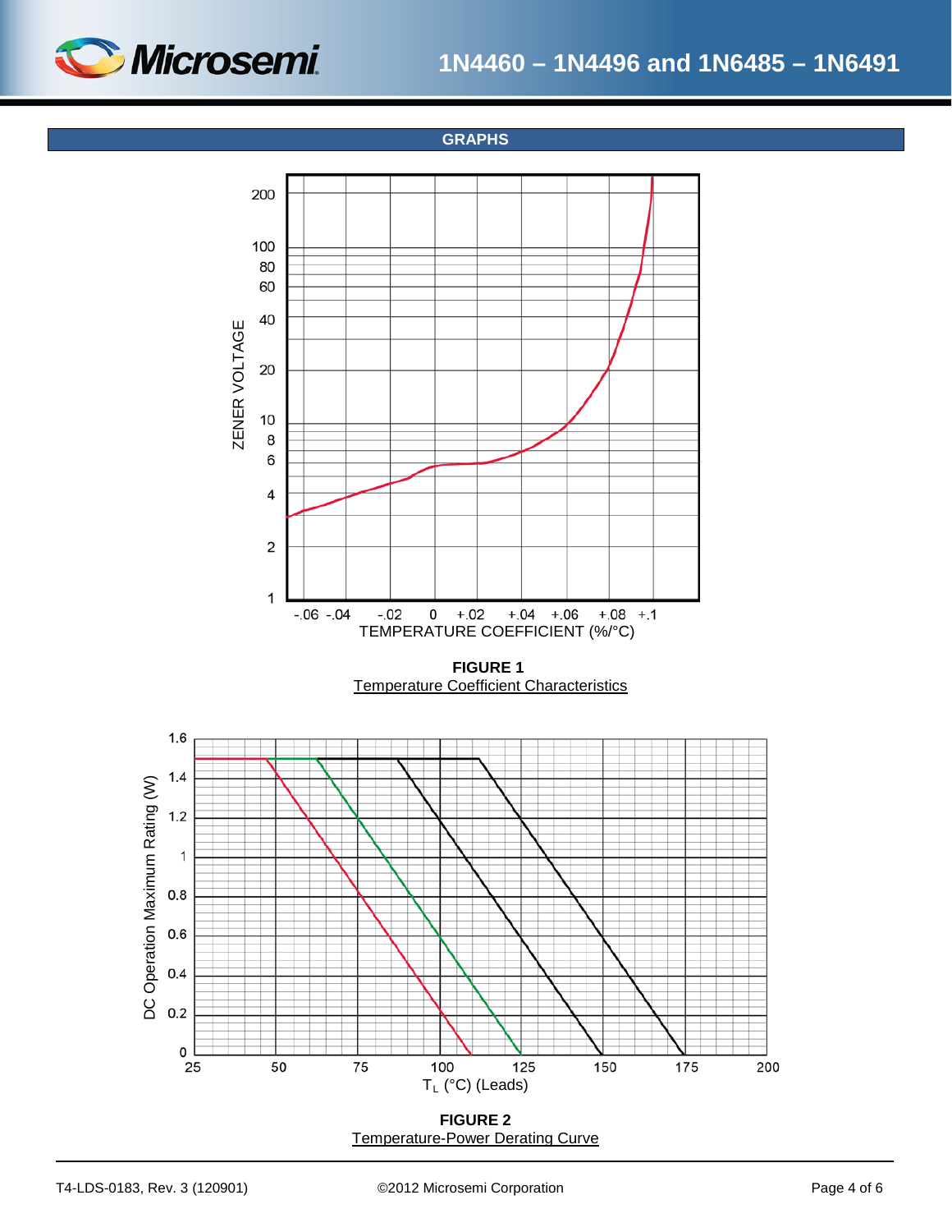## GRAPHS

ZENER VOLTAGE

200
100
80
60
40
20
10
8
6
4
2
1

-.06 -.04 -.02 0 +.02 +.04 +.06 +.08 +.1

TEMPERATURE COEFFICIENT (%/°C)

**FIGURE 1**
Temperature Coefficient Characteristics

DC Operation Maximum Rating (W)

1.6
1.4
1.2
1
0.8
0.6
0.4
0.2
0

25 50 75 100 125 150 175 200

$T_L$ (°C) (Leads)

**FIGURE 2**
Temperature-Power Derating Curve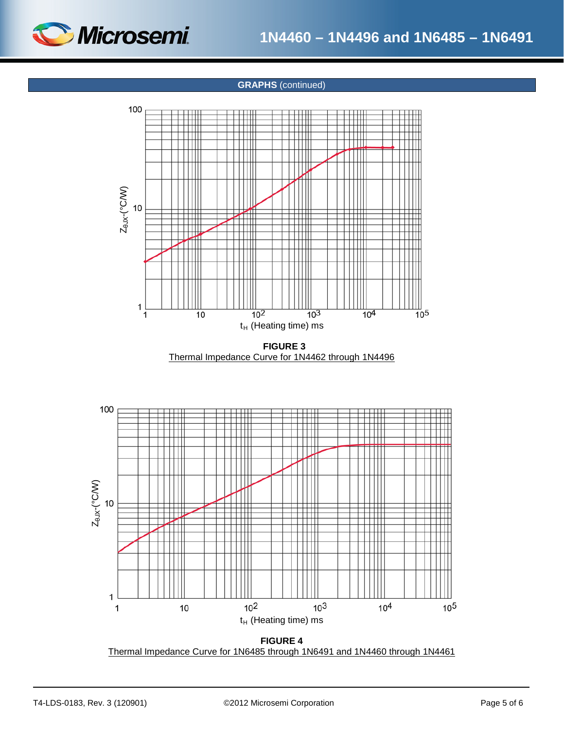## GRAPHS (continued)

**FIGURE 3**

Thermal Impedance Curve for 1N4462 through 1N4496

**FIGURE 4**

Thermal Impedance Curve for 1N6485 through 1N6491 and 1N4460 through 1N4461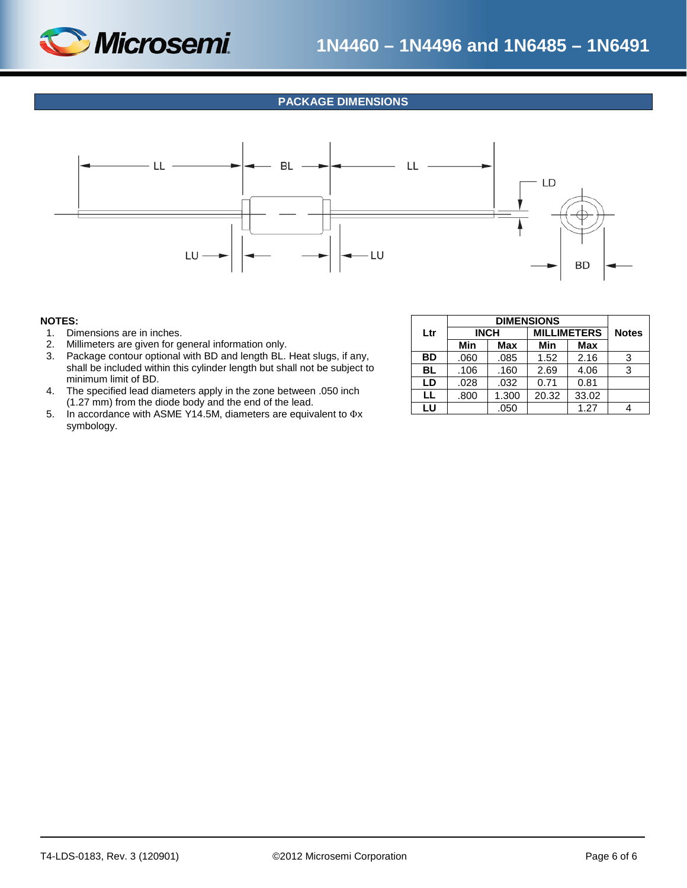## PACKAGE DIMENSIONS

LL
BL
LL
LD
LU
LU
BD

**NOTES:**

1. Dimensions are in inches.
2. Millimeters are given for general information only.
3. Package contour optional with BD and length BL. Heat slugs, if any, shall be included within this cylinder length but shall not be subject to minimum limit of BD.
4. The specified lead diameters apply in the zone between .050 inch (1.27 mm) from the diode body and the end of the lead.
5. In accordance with ASME Y14.5M, diameters are equivalent to Φx symbology.

| Ltr | DIMENSIONS | | | | Notes |
|---|---|---|---|---|---|
| | INCH | | MILLIMETERS | | |
| | Min | Max | Min | Max | |
| **BD** | .060 | .085 | 1.52 | 2.16 | 3 |
| **BL** | .106 | .160 | 2.69 | 4.06 | 3 |
| **LD** | .028 | .032 | 0.71 | 0.81 | |
| **LL** | .800 | 1.300 | 20.32 | 33.02 | |
| **LU** | | .050 | | 1.27 | 4 |